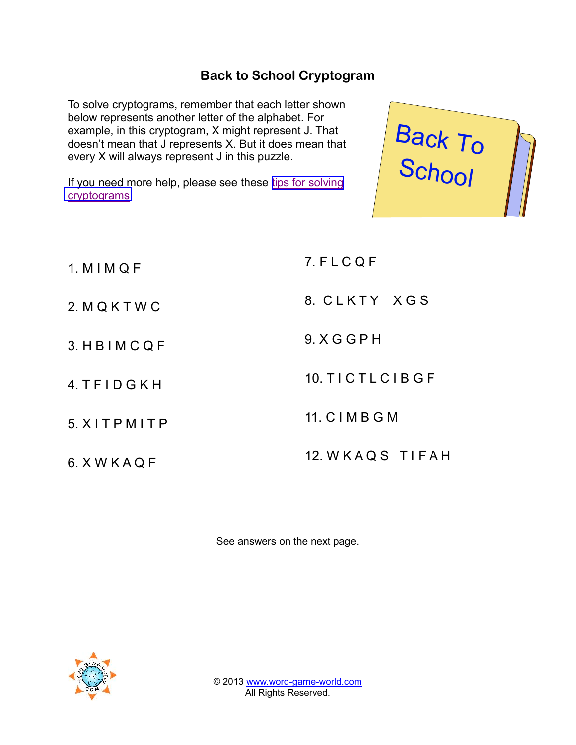# Back to School Cryptogram

To solve cryptograms, remember that each letter shown below represents another letter of the alphabet. For example, in this cryptogram, X might represent J. That doesn't mean that J represents X. But it does mean that every X will always represent J in this puzzle.

If you need more help, please see these tips for solving cryptograms.

1. M I M Q F

2. M Q K T W C

3. H B I M C Q F

4. T F I D G K H

5. X I T P M I T P

6. X W K A Q F

7. F L C Q F

8. C L K T Y  X G S

9. X G G P H

10. T I C T L C I B G F

11. C I M B G M

12. W K A Q S  T I F A H

See answers on the next page.

© 2013 www.word-game-world.com
All Rights Reserved.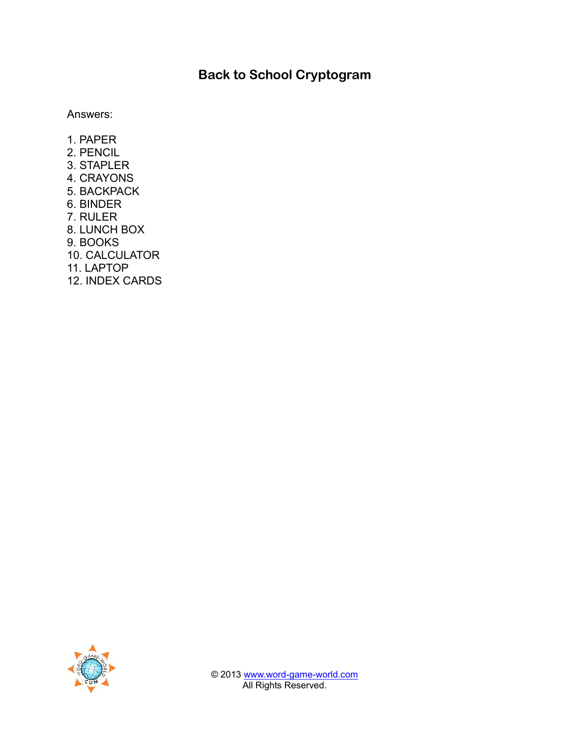# Back to School Cryptogram

Answers:

1. PAPER
2. PENCIL
3. STAPLER
4. CRAYONS
5. BACKPACK
6. BINDER
7. RULER
8. LUNCH BOX
9. BOOKS
10. CALCULATOR
11. LAPTOP
12. INDEX CARDS

© 2013 www.word-game-world.com
All Rights Reserved.